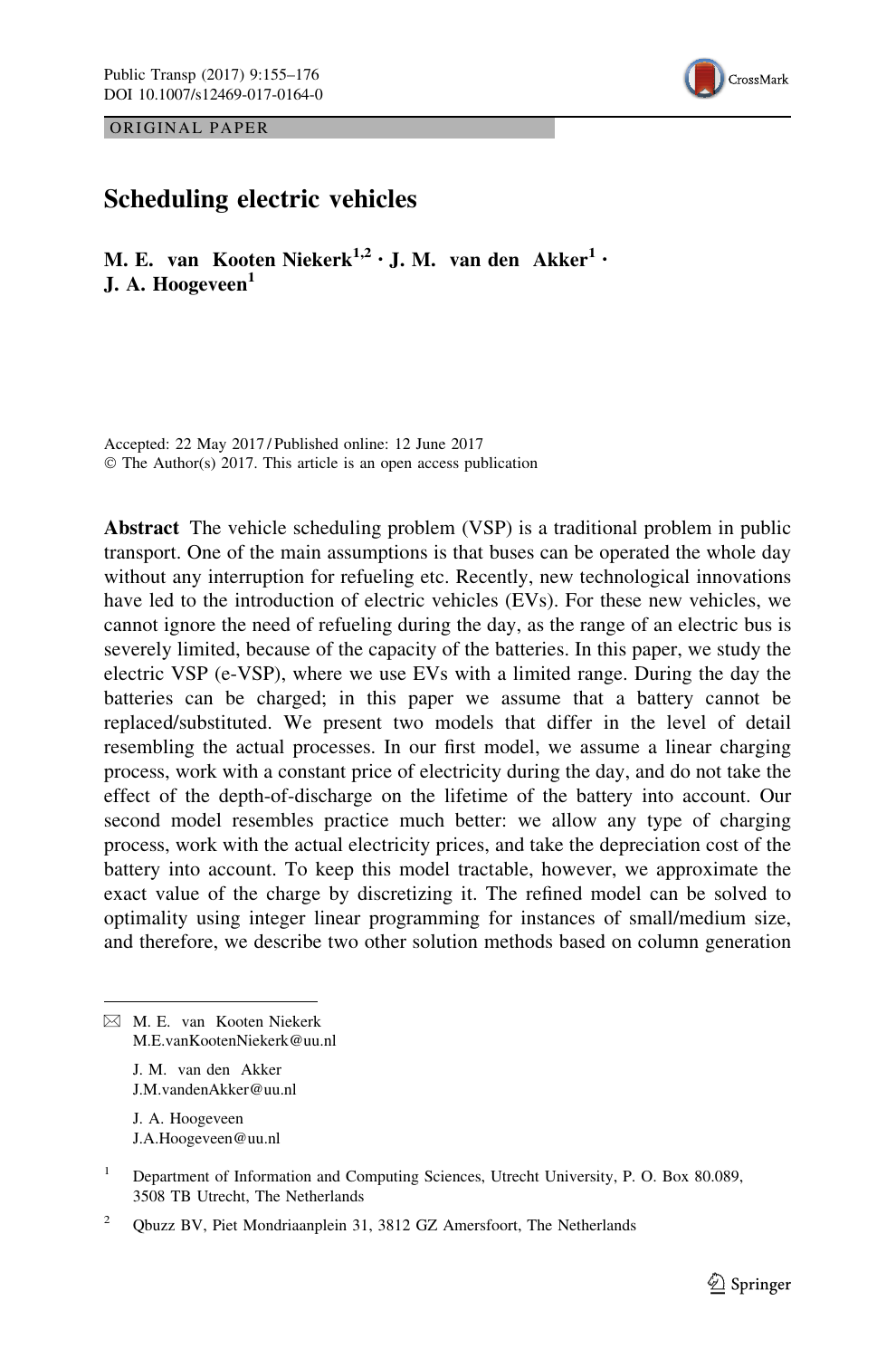ORIGINAL PAPER

# Scheduling electric vehicles

**M. E. van Kooten Niekerk[1,2] · J. M. van den Akker[1] · J. A. Hoogeveen[1]**

Accepted: 22 May 2017 / Published online: 12 June 2017
© The Author(s) 2017. This article is an open access publication

**Abstract** The vehicle scheduling problem (VSP) is a traditional problem in public transport. One of the main assumptions is that buses can be operated the whole day without any interruption for refueling etc. Recently, new technological innovations have led to the introduction of electric vehicles (EVs). For these new vehicles, we cannot ignore the need of refueling during the day, as the range of an electric bus is severely limited, because of the capacity of the batteries. In this paper, we study the electric VSP (e-VSP), where we use EVs with a limited range. During the day the batteries can be charged; in this paper we assume that a battery cannot be replaced/substituted. We present two models that differ in the level of detail resembling the actual processes. In our first model, we assume a linear charging process, work with a constant price of electricity during the day, and do not take the effect of the depth-of-discharge on the lifetime of the battery into account. Our second model resembles practice much better: we allow any type of charging process, work with the actual electricity prices, and take the depreciation cost of the battery into account. To keep this model tractable, however, we approximate the exact value of the charge by discretizing it. The refined model can be solved to optimality using integer linear programming for instances of small/medium size, and therefore, we describe two other solution methods based on column generation

✉ M. E. van Kooten Niekerk
M.E.vanKootenNiekerk@uu.nl

J. M. van den Akker
J.M.vandenAkker@uu.nl

J. A. Hoogeveen
J.A.Hoogeveen@uu.nl

[1] Department of Information and Computing Sciences, Utrecht University, P. O. Box 80.089, 3508 TB Utrecht, The Netherlands

[2] Qbuzz BV, Piet Mondriaanplein 31, 3812 GZ Amersfoort, The Netherlands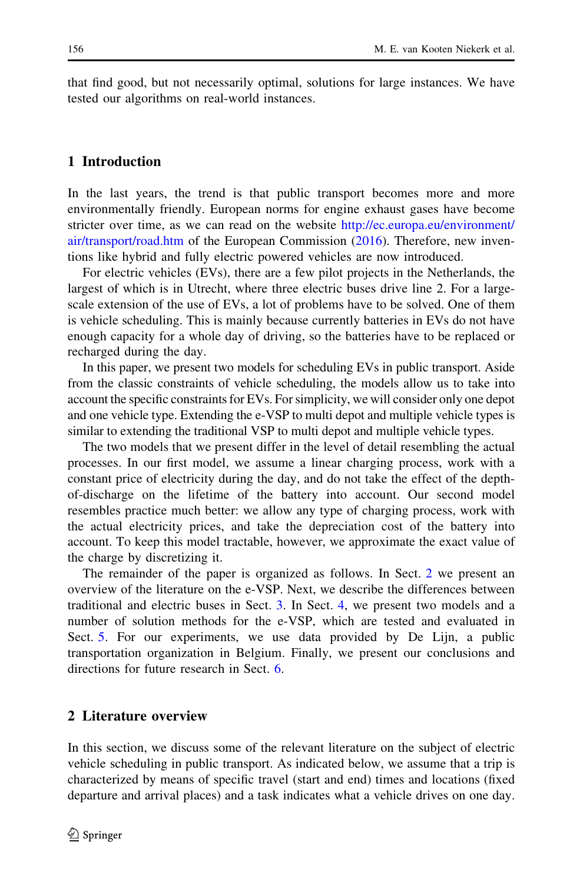that find good, but not necessarily optimal, solutions for large instances. We have tested our algorithms on real-world instances.

## 1 Introduction

In the last years, the trend is that public transport becomes more and more environmentally friendly. European norms for engine exhaust gases have become stricter over time, as we can read on the website http://ec.europa.eu/environment/air/transport/road.htm of the European Commission (2016). Therefore, new inventions like hybrid and fully electric powered vehicles are now introduced.

For electric vehicles (EVs), there are a few pilot projects in the Netherlands, the largest of which is in Utrecht, where three electric buses drive line 2. For a large-scale extension of the use of EVs, a lot of problems have to be solved. One of them is vehicle scheduling. This is mainly because currently batteries in EVs do not have enough capacity for a whole day of driving, so the batteries have to be replaced or recharged during the day.

In this paper, we present two models for scheduling EVs in public transport. Aside from the classic constraints of vehicle scheduling, the models allow us to take into account the specific constraints for EVs. For simplicity, we will consider only one depot and one vehicle type. Extending the e-VSP to multi depot and multiple vehicle types is similar to extending the traditional VSP to multi depot and multiple vehicle types.

The two models that we present differ in the level of detail resembling the actual processes. In our first model, we assume a linear charging process, work with a constant price of electricity during the day, and do not take the effect of the depth-of-discharge on the lifetime of the battery into account. Our second model resembles practice much better: we allow any type of charging process, work with the actual electricity prices, and take the depreciation cost of the battery into account. To keep this model tractable, however, we approximate the exact value of the charge by discretizing it.

The remainder of the paper is organized as follows. In Sect. 2 we present an overview of the literature on the e-VSP. Next, we describe the differences between traditional and electric buses in Sect. 3. In Sect. 4, we present two models and a number of solution methods for the e-VSP, which are tested and evaluated in Sect. 5. For our experiments, we use data provided by De Lijn, a public transportation organization in Belgium. Finally, we present our conclusions and directions for future research in Sect. 6.

## 2 Literature overview

In this section, we discuss some of the relevant literature on the subject of electric vehicle scheduling in public transport. As indicated below, we assume that a trip is characterized by means of specific travel (start and end) times and locations (fixed departure and arrival places) and a task indicates what a vehicle drives on one day.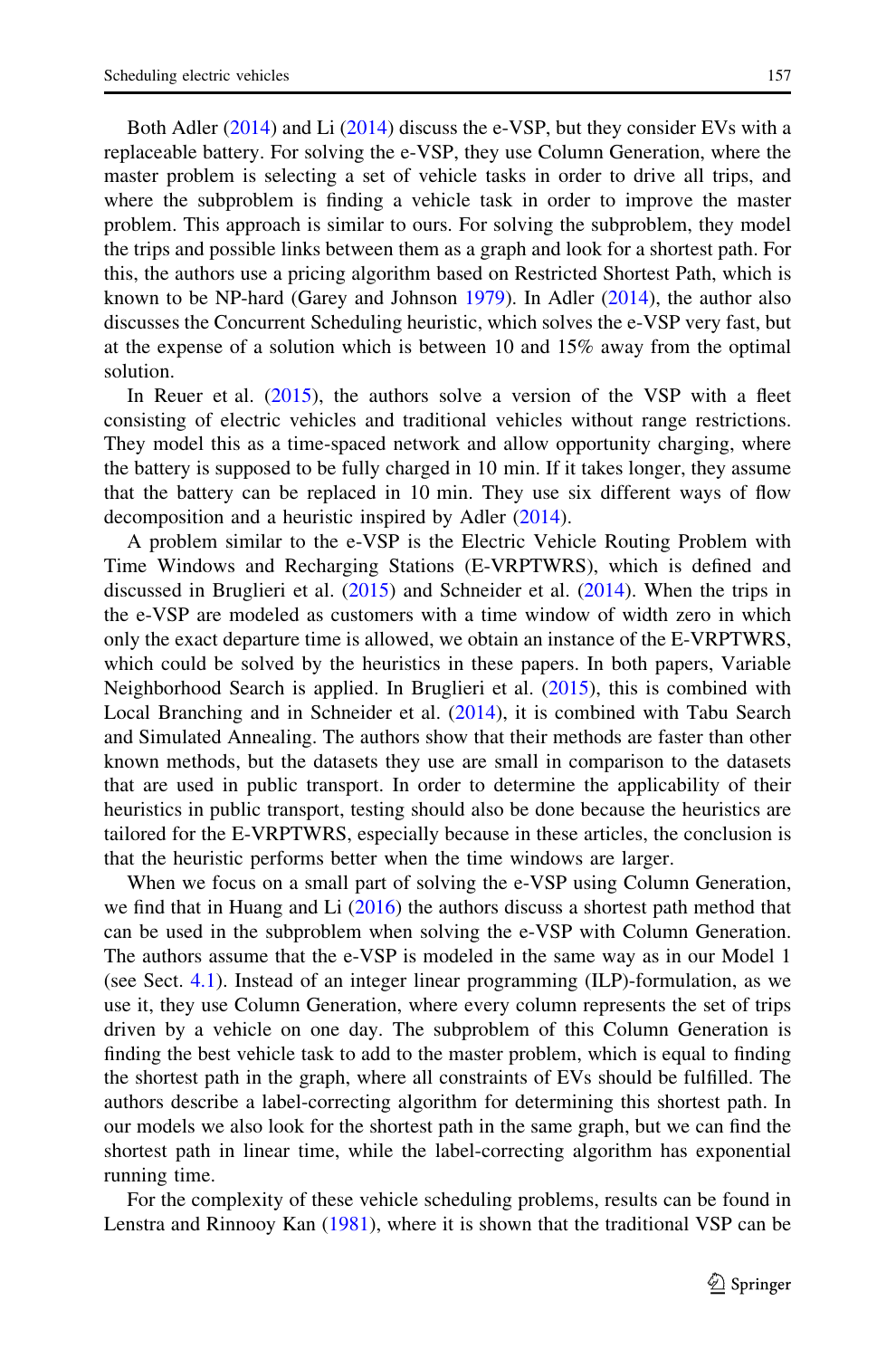Both Adler (2014) and Li (2014) discuss the e-VSP, but they consider EVs with a replaceable battery. For solving the e-VSP, they use Column Generation, where the master problem is selecting a set of vehicle tasks in order to drive all trips, and where the subproblem is finding a vehicle task in order to improve the master problem. This approach is similar to ours. For solving the subproblem, they model the trips and possible links between them as a graph and look for a shortest path. For this, the authors use a pricing algorithm based on Restricted Shortest Path, which is known to be NP-hard (Garey and Johnson 1979). In Adler (2014), the author also discusses the Concurrent Scheduling heuristic, which solves the e-VSP very fast, but at the expense of a solution which is between 10 and 15% away from the optimal solution.

In Reuer et al. (2015), the authors solve a version of the VSP with a fleet consisting of electric vehicles and traditional vehicles without range restrictions. They model this as a time-spaced network and allow opportunity charging, where the battery is supposed to be fully charged in 10 min. If it takes longer, they assume that the battery can be replaced in 10 min. They use six different ways of flow decomposition and a heuristic inspired by Adler (2014).

A problem similar to the e-VSP is the Electric Vehicle Routing Problem with Time Windows and Recharging Stations (E-VRPTWRS), which is defined and discussed in Bruglieri et al. (2015) and Schneider et al. (2014). When the trips in the e-VSP are modeled as customers with a time window of width zero in which only the exact departure time is allowed, we obtain an instance of the E-VRPTWRS, which could be solved by the heuristics in these papers. In both papers, Variable Neighborhood Search is applied. In Bruglieri et al. (2015), this is combined with Local Branching and in Schneider et al. (2014), it is combined with Tabu Search and Simulated Annealing. The authors show that their methods are faster than other known methods, but the datasets they use are small in comparison to the datasets that are used in public transport. In order to determine the applicability of their heuristics in public transport, testing should also be done because the heuristics are tailored for the E-VRPTWRS, especially because in these articles, the conclusion is that the heuristic performs better when the time windows are larger.

When we focus on a small part of solving the e-VSP using Column Generation, we find that in Huang and Li (2016) the authors discuss a shortest path method that can be used in the subproblem when solving the e-VSP with Column Generation. The authors assume that the e-VSP is modeled in the same way as in our Model 1 (see Sect. 4.1). Instead of an integer linear programming (ILP)-formulation, as we use it, they use Column Generation, where every column represents the set of trips driven by a vehicle on one day. The subproblem of this Column Generation is finding the best vehicle task to add to the master problem, which is equal to finding the shortest path in the graph, where all constraints of EVs should be fulfilled. The authors describe a label-correcting algorithm for determining this shortest path. In our models we also look for the shortest path in the same graph, but we can find the shortest path in linear time, while the label-correcting algorithm has exponential running time.

For the complexity of these vehicle scheduling problems, results can be found in Lenstra and Rinnooy Kan (1981), where it is shown that the traditional VSP can be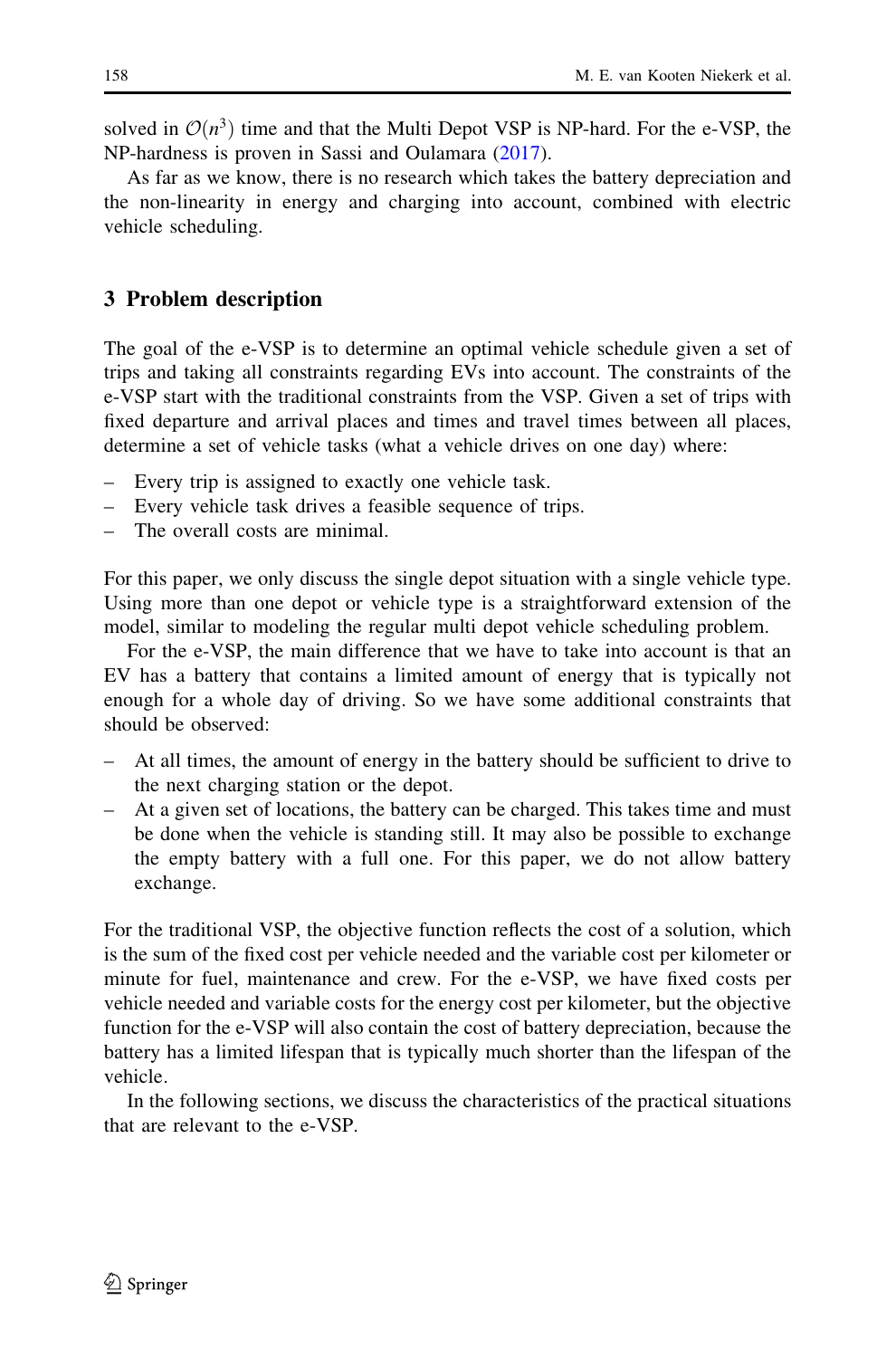solved in $\mathcal{O}(n^3)$ time and that the Multi Depot VSP is NP-hard. For the e-VSP, the NP-hardness is proven in Sassi and Oulamara (2017).

As far as we know, there is no research which takes the battery depreciation and the non-linearity in energy and charging into account, combined with electric vehicle scheduling.

## 3 Problem description

The goal of the e-VSP is to determine an optimal vehicle schedule given a set of trips and taking all constraints regarding EVs into account. The constraints of the e-VSP start with the traditional constraints from the VSP. Given a set of trips with fixed departure and arrival places and times and travel times between all places, determine a set of vehicle tasks (what a vehicle drives on one day) where:

- Every trip is assigned to exactly one vehicle task.
- Every vehicle task drives a feasible sequence of trips.
- The overall costs are minimal.

For this paper, we only discuss the single depot situation with a single vehicle type. Using more than one depot or vehicle type is a straightforward extension of the model, similar to modeling the regular multi depot vehicle scheduling problem.

For the e-VSP, the main difference that we have to take into account is that an EV has a battery that contains a limited amount of energy that is typically not enough for a whole day of driving. So we have some additional constraints that should be observed:

- At all times, the amount of energy in the battery should be sufficient to drive to the next charging station or the depot.
- At a given set of locations, the battery can be charged. This takes time and must be done when the vehicle is standing still. It may also be possible to exchange the empty battery with a full one. For this paper, we do not allow battery exchange.

For the traditional VSP, the objective function reflects the cost of a solution, which is the sum of the fixed cost per vehicle needed and the variable cost per kilometer or minute for fuel, maintenance and crew. For the e-VSP, we have fixed costs per vehicle needed and variable costs for the energy cost per kilometer, but the objective function for the e-VSP will also contain the cost of battery depreciation, because the battery has a limited lifespan that is typically much shorter than the lifespan of the vehicle.

In the following sections, we discuss the characteristics of the practical situations that are relevant to the e-VSP.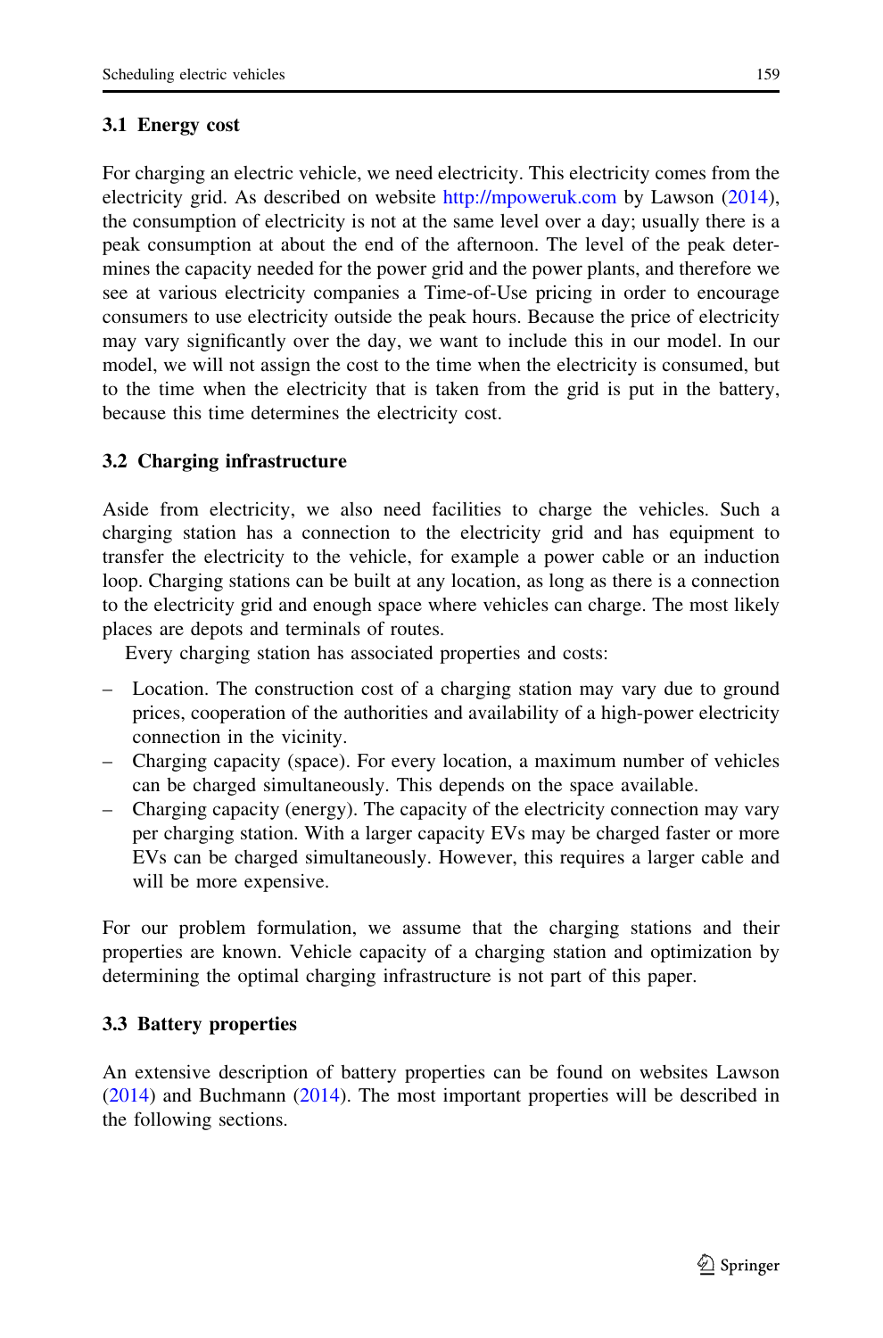### 3.1 Energy cost

For charging an electric vehicle, we need electricity. This electricity comes from the electricity grid. As described on website http://mpoweruk.com by Lawson (2014), the consumption of electricity is not at the same level over a day; usually there is a peak consumption at about the end of the afternoon. The level of the peak determines the capacity needed for the power grid and the power plants, and therefore we see at various electricity companies a Time-of-Use pricing in order to encourage consumers to use electricity outside the peak hours. Because the price of electricity may vary significantly over the day, we want to include this in our model. In our model, we will not assign the cost to the time when the electricity is consumed, but to the time when the electricity that is taken from the grid is put in the battery, because this time determines the electricity cost.

### 3.2 Charging infrastructure

Aside from electricity, we also need facilities to charge the vehicles. Such a charging station has a connection to the electricity grid and has equipment to transfer the electricity to the vehicle, for example a power cable or an induction loop. Charging stations can be built at any location, as long as there is a connection to the electricity grid and enough space where vehicles can charge. The most likely places are depots and terminals of routes.

Every charging station has associated properties and costs:

- Location. The construction cost of a charging station may vary due to ground prices, cooperation of the authorities and availability of a high-power electricity connection in the vicinity.
- Charging capacity (space). For every location, a maximum number of vehicles can be charged simultaneously. This depends on the space available.
- Charging capacity (energy). The capacity of the electricity connection may vary per charging station. With a larger capacity EVs may be charged faster or more EVs can be charged simultaneously. However, this requires a larger cable and will be more expensive.

For our problem formulation, we assume that the charging stations and their properties are known. Vehicle capacity of a charging station and optimization by determining the optimal charging infrastructure is not part of this paper.

### 3.3 Battery properties

An extensive description of battery properties can be found on websites Lawson (2014) and Buchmann (2014). The most important properties will be described in the following sections.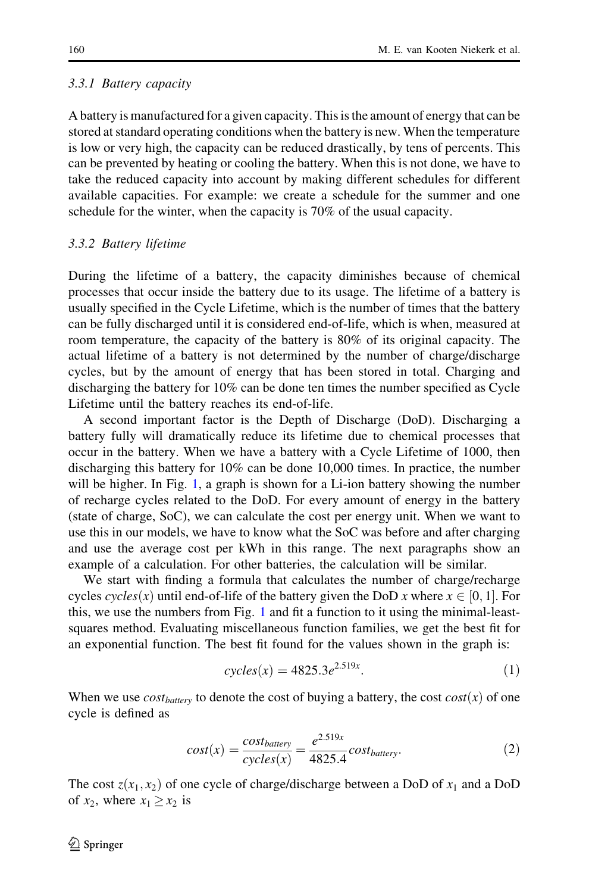### 3.3.1 Battery capacity

A battery is manufactured for a given capacity. This is the amount of energy that can be stored at standard operating conditions when the battery is new. When the temperature is low or very high, the capacity can be reduced drastically, by tens of percents. This can be prevented by heating or cooling the battery. When this is not done, we have to take the reduced capacity into account by making different schedules for different available capacities. For example: we create a schedule for the summer and one schedule for the winter, when the capacity is 70% of the usual capacity.

### 3.3.2 Battery lifetime

During the lifetime of a battery, the capacity diminishes because of chemical processes that occur inside the battery due to its usage. The lifetime of a battery is usually specified in the Cycle Lifetime, which is the number of times that the battery can be fully discharged until it is considered end-of-life, which is when, measured at room temperature, the capacity of the battery is 80% of its original capacity. The actual lifetime of a battery is not determined by the number of charge/discharge cycles, but by the amount of energy that has been stored in total. Charging and discharging the battery for 10% can be done ten times the number specified as Cycle Lifetime until the battery reaches its end-of-life.

A second important factor is the Depth of Discharge (DoD). Discharging a battery fully will dramatically reduce its lifetime due to chemical processes that occur in the battery. When we have a battery with a Cycle Lifetime of 1000, then discharging this battery for 10% can be done 10,000 times. In practice, the number will be higher. In Fig. 1, a graph is shown for a Li-ion battery showing the number of recharge cycles related to the DoD. For every amount of energy in the battery (state of charge, SoC), we can calculate the cost per energy unit. When we want to use this in our models, we have to know what the SoC was before and after charging and use the average cost per kWh in this range. The next paragraphs show an example of a calculation. For other batteries, the calculation will be similar.

We start with finding a formula that calculates the number of charge/recharge cycles $cycles(x)$ until end-of-life of the battery given the DoD $x$ where $x \in [0, 1]$. For this, we use the numbers from Fig. 1 and fit a function to it using the minimal-least-squares method. Evaluating miscellaneous function families, we get the best fit for an exponential function. The best fit found for the values shown in the graph is:

$$cycles(x) = 4825.3e^{2.519x}. \tag{1}$$

When we use $cost_{battery}$ to denote the cost of buying a battery, the cost $cost(x)$ of one cycle is defined as

$$cost(x) = \frac{cost_{battery}}{cycles(x)} = \frac{e^{2.519x}}{4825.4} cost_{battery}. \tag{2}$$

The cost $z(x_1, x_2)$ of one cycle of charge/discharge between a DoD of $x_1$ and a DoD of $x_2$, where $x_1 \geq x_2$ is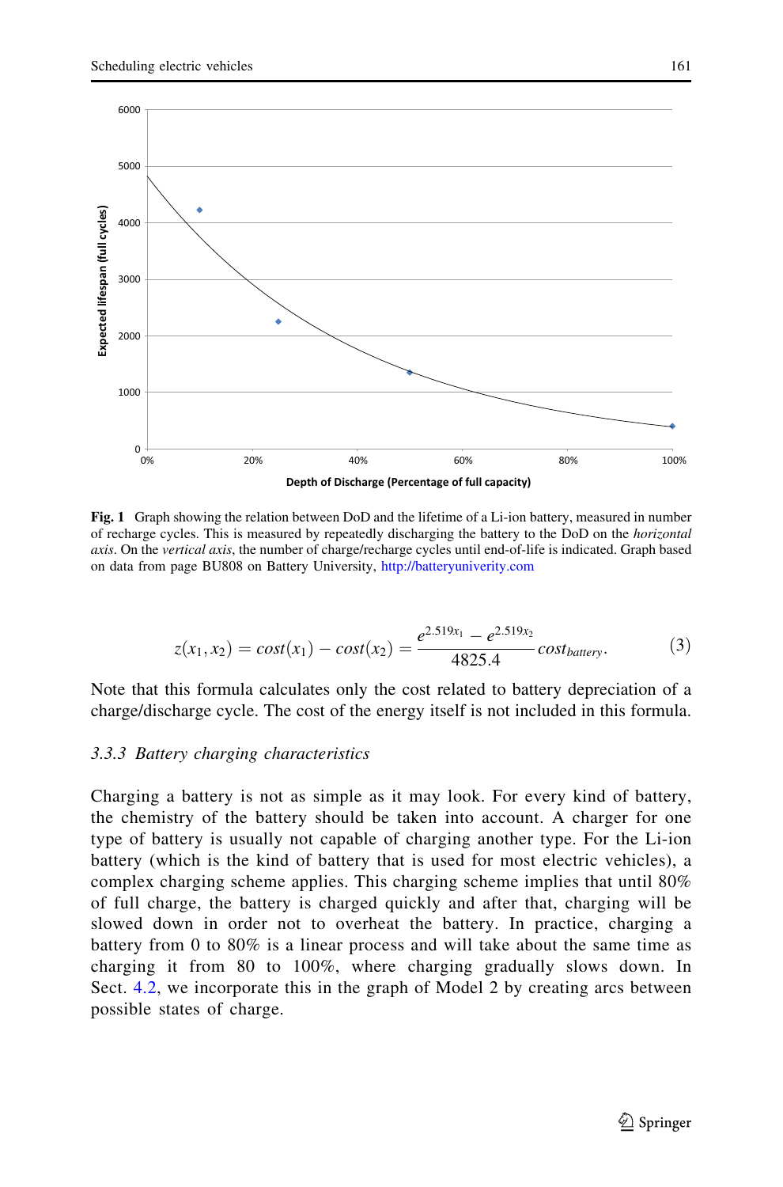**Fig. 1** Graph showing the relation between DoD and the lifetime of a Li-ion battery, measured in number of recharge cycles. This is measured by repeatedly discharging the battery to the DoD on the *horizontal axis*. On the *vertical axis*, the number of charge/recharge cycles until end-of-life is indicated. Graph based on data from page BU808 on Battery University, http://batteryuniverity.com

$$z(x_1, x_2) = cost(x_1) - cost(x_2) = \frac{e^{2.519x_1} - e^{2.519x_2}}{4825.4} cost_{battery}. \tag{3}$$

Note that this formula calculates only the cost related to battery depreciation of a charge/discharge cycle. The cost of the energy itself is not included in this formula.

### *3.3.3 Battery charging characteristics*

Charging a battery is not as simple as it may look. For every kind of battery, the chemistry of the battery should be taken into account. A charger for one type of battery is usually not capable of charging another type. For the Li-ion battery (which is the kind of battery that is used for most electric vehicles), a complex charging scheme applies. This charging scheme implies that until 80% of full charge, the battery is charged quickly and after that, charging will be slowed down in order not to overheat the battery. In practice, charging a battery from 0 to 80% is a linear process and will take about the same time as charging it from 80 to 100%, where charging gradually slows down. In Sect. 4.2, we incorporate this in the graph of Model 2 by creating arcs between possible states of charge.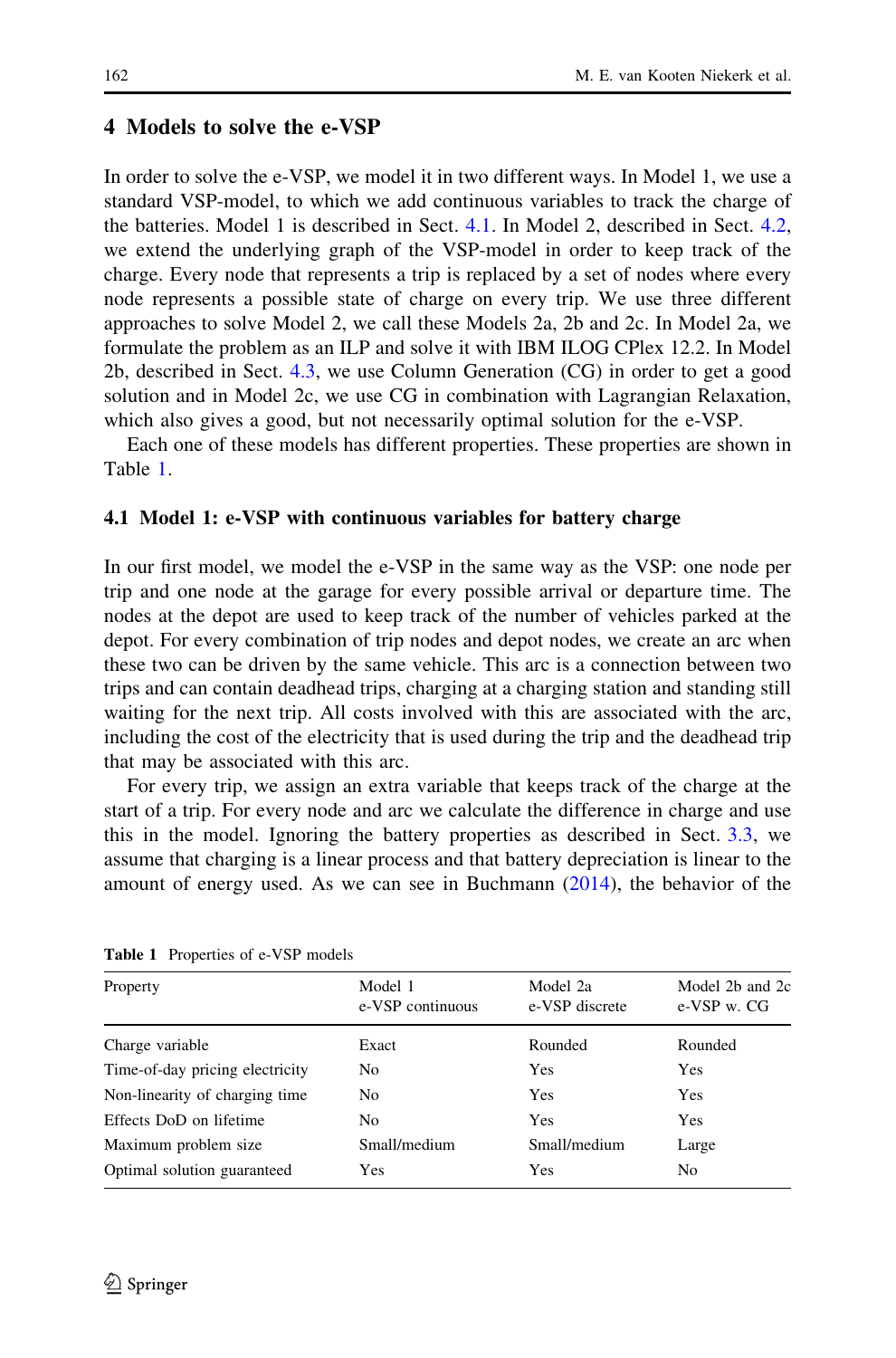## 4 Models to solve the e-VSP

In order to solve the e-VSP, we model it in two different ways. In Model 1, we use a standard VSP-model, to which we add continuous variables to track the charge of the batteries. Model 1 is described in Sect. 4.1. In Model 2, described in Sect. 4.2, we extend the underlying graph of the VSP-model in order to keep track of the charge. Every node that represents a trip is replaced by a set of nodes where every node represents a possible state of charge on every trip. We use three different approaches to solve Model 2, we call these Models 2a, 2b and 2c. In Model 2a, we formulate the problem as an ILP and solve it with IBM ILOG CPlex 12.2. In Model 2b, described in Sect. 4.3, we use Column Generation (CG) in order to get a good solution and in Model 2c, we use CG in combination with Lagrangian Relaxation, which also gives a good, but not necessarily optimal solution for the e-VSP.

Each one of these models has different properties. These properties are shown in Table 1.

### 4.1 Model 1: e-VSP with continuous variables for battery charge

In our first model, we model the e-VSP in the same way as the VSP: one node per trip and one node at the garage for every possible arrival or departure time. The nodes at the depot are used to keep track of the number of vehicles parked at the depot. For every combination of trip nodes and depot nodes, we create an arc when these two can be driven by the same vehicle. This arc is a connection between two trips and can contain deadhead trips, charging at a charging station and standing still waiting for the next trip. All costs involved with this are associated with the arc, including the cost of the electricity that is used during the trip and the deadhead trip that may be associated with this arc.

For every trip, we assign an extra variable that keeps track of the charge at the start of a trip. For every node and arc we calculate the difference in charge and use this in the model. Ignoring the battery properties as described in Sect. 3.3, we assume that charging is a linear process and that battery depreciation is linear to the amount of energy used. As we can see in Buchmann (2014), the behavior of the

**Table 1** Properties of e-VSP models

| Property | Model 1 e-VSP continuous | Model 2a e-VSP discrete | Model 2b and 2c e-VSP w. CG |
|---|---|---|---|
| Charge variable | Exact | Rounded | Rounded |
| Time-of-day pricing electricity | No | Yes | Yes |
| Non-linearity of charging time | No | Yes | Yes |
| Effects DoD on lifetime | No | Yes | Yes |
| Maximum problem size | Small/medium | Small/medium | Large |
| Optimal solution guaranteed | Yes | Yes | No |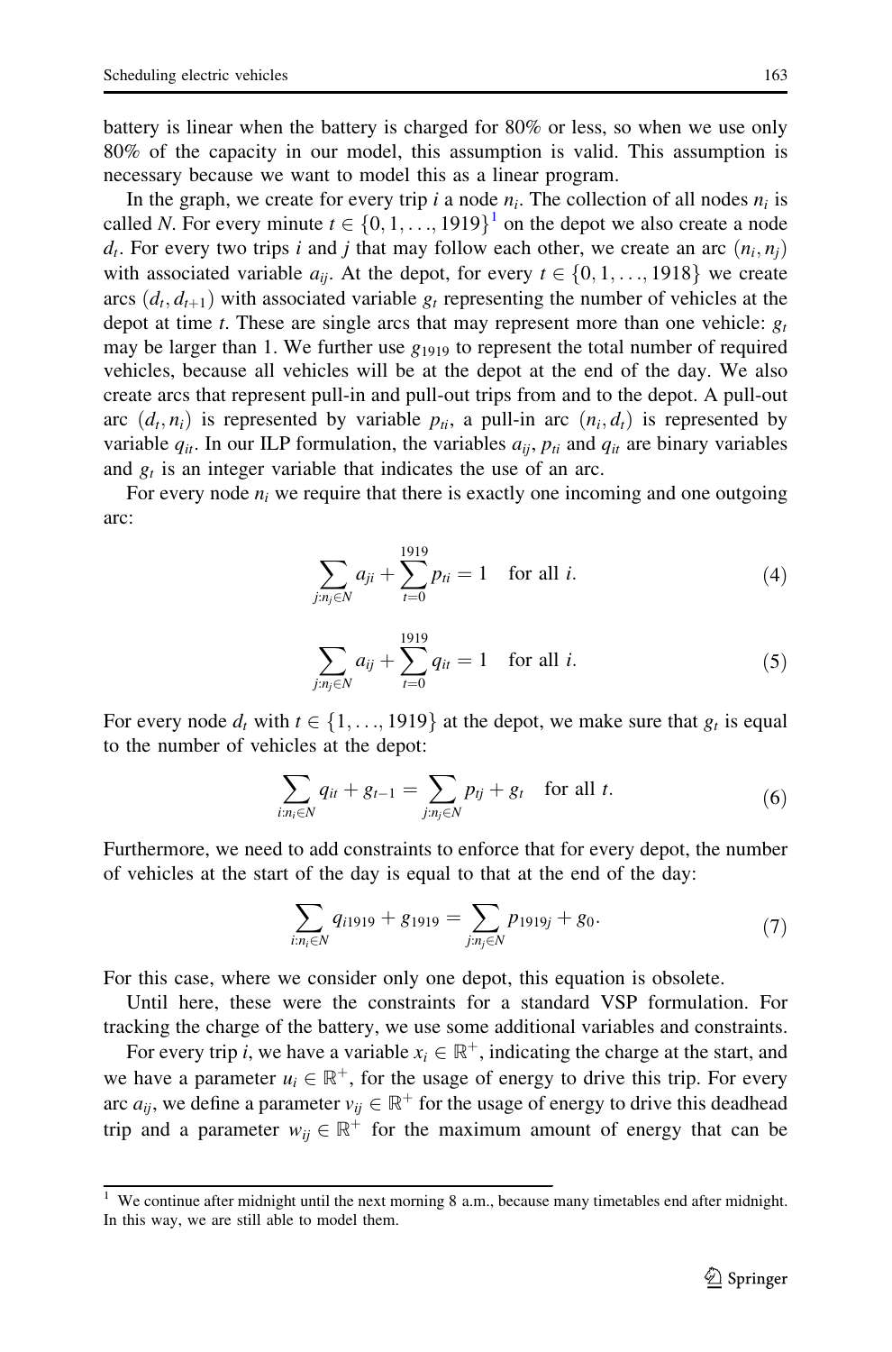battery is linear when the battery is charged for 80% or less, so when we use only 80% of the capacity in our model, this assumption is valid. This assumption is necessary because we want to model this as a linear program.

In the graph, we create for every trip $i$ a node $n_i$. The collection of all nodes $n_i$ is called $N$. For every minute $t \in \{0, 1, \ldots, 1919\}$[1] on the depot we also create a node $d_t$. For every two trips $i$ and $j$ that may follow each other, we create an arc $(n_i, n_j)$ with associated variable $a_{ij}$. At the depot, for every $t \in \{0, 1, \ldots, 1918\}$ we create arcs $(d_t, d_{t+1})$ with associated variable $g_t$ representing the number of vehicles at the depot at time $t$. These are single arcs that may represent more than one vehicle: $g_t$ may be larger than 1. We further use $g_{1919}$ to represent the total number of required vehicles, because all vehicles will be at the depot at the end of the day. We also create arcs that represent pull-in and pull-out trips from and to the depot. A pull-out arc $(d_t, n_i)$ is represented by variable $p_{ti}$, a pull-in arc $(n_i, d_t)$ is represented by variable $q_{it}$. In our ILP formulation, the variables $a_{ij}$, $p_{ti}$ and $q_{it}$ are binary variables and $g_t$ is an integer variable that indicates the use of an arc.

For every node $n_i$ we require that there is exactly one incoming and one outgoing arc:

$$\sum_{j:n_j \in N} a_{ji} + \sum_{t=0}^{1919} p_{ti} = 1 \quad \text{for all } i. \tag{4}$$

$$\sum_{j:n_j \in N} a_{ij} + \sum_{t=0}^{1919} q_{it} = 1 \quad \text{for all } i. \tag{5}$$

For every node $d_t$ with $t \in \{1, \ldots, 1919\}$ at the depot, we make sure that $g_t$ is equal to the number of vehicles at the depot:

$$\sum_{i:n_i \in N} q_{it} + g_{t-1} = \sum_{j:n_j \in N} p_{tj} + g_t \quad \text{for all } t. \tag{6}$$

Furthermore, we need to add constraints to enforce that for every depot, the number of vehicles at the start of the day is equal to that at the end of the day:

$$\sum_{i:n_i \in N} q_{i1919} + g_{1919} = \sum_{j:n_j \in N} p_{1919j} + g_0. \tag{7}$$

For this case, where we consider only one depot, this equation is obsolete.

Until here, these were the constraints for a standard VSP formulation. For tracking the charge of the battery, we use some additional variables and constraints.

For every trip $i$, we have a variable $x_i \in \mathbb{R}^+$, indicating the charge at the start, and we have a parameter $u_i \in \mathbb{R}^+$, for the usage of energy to drive this trip. For every arc $a_{ij}$, we define a parameter $v_{ij} \in \mathbb{R}^+$ for the usage of energy to drive this deadhead trip and a parameter $w_{ij} \in \mathbb{R}^+$ for the maximum amount of energy that can be

[1] We continue after midnight until the next morning 8 a.m., because many timetables end after midnight. In this way, we are still able to model them.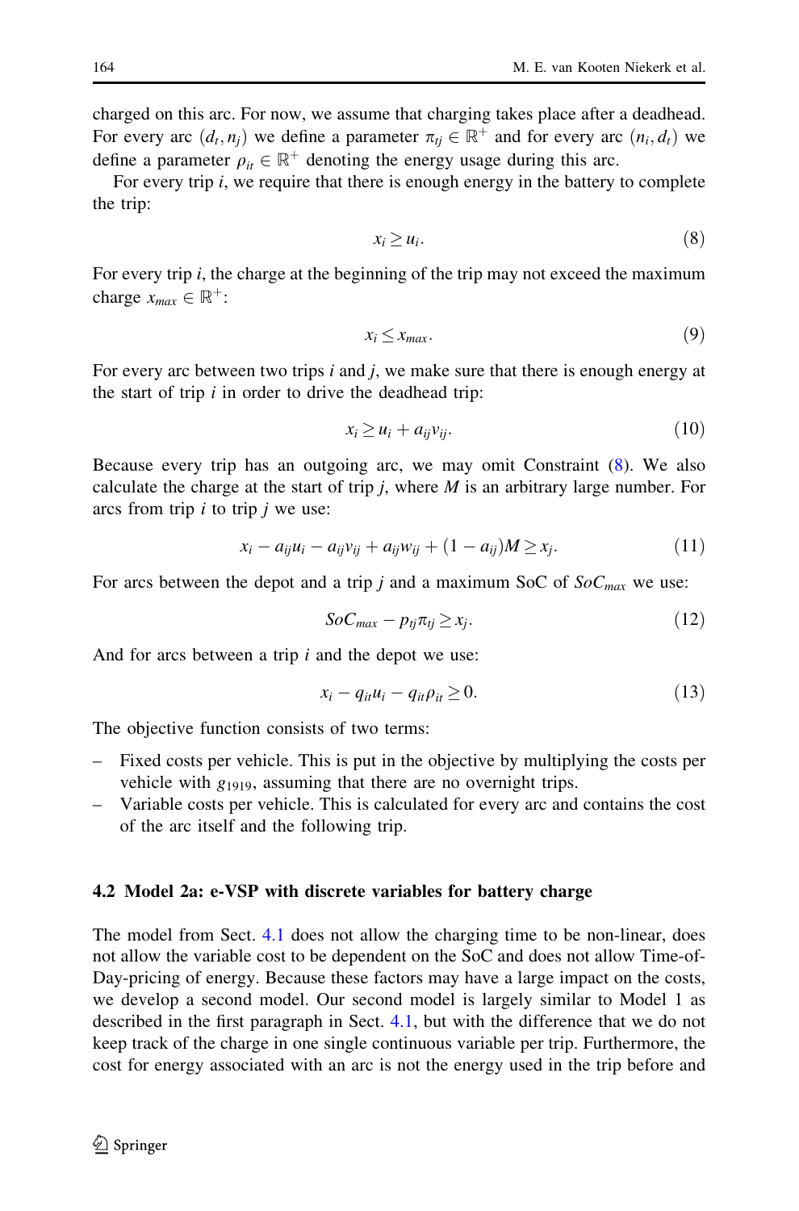charged on this arc. For now, we assume that charging takes place after a deadhead. For every arc $(d_t, n_j)$ we define a parameter $\pi_{tj} \in \mathbb{R}^+$ and for every arc $(n_i, d_t)$ we define a parameter $\rho_{it} \in \mathbb{R}^+$ denoting the energy usage during this arc.

For every trip $i$, we require that there is enough energy in the battery to complete the trip:

$$x_i \geq u_i. \tag{8}$$

For every trip $i$, the charge at the beginning of the trip may not exceed the maximum charge $x_{max} \in \mathbb{R}^+$:

$$x_i \leq x_{max}. \tag{9}$$

For every arc between two trips $i$ and $j$, we make sure that there is enough energy at the start of trip $i$ in order to drive the deadhead trip:

$$x_i \geq u_i + a_{ij} v_{ij}. \tag{10}$$

Because every trip has an outgoing arc, we may omit Constraint (8). We also calculate the charge at the start of trip $j$, where $M$ is an arbitrary large number. For arcs from trip $i$ to trip $j$ we use:

$$x_i - a_{ij} u_i - a_{ij} v_{ij} + a_{ij} w_{ij} + (1 - a_{ij}) M \geq x_j. \tag{11}$$

For arcs between the depot and a trip $j$ and a maximum SoC of $SoC_{max}$ we use:

$$SoC_{max} - p_{tj} \pi_{tj} \geq x_j. \tag{12}$$

And for arcs between a trip $i$ and the depot we use:

$$x_i - q_{it} u_i - q_{it} \rho_{it} \geq 0. \tag{13}$$

The objective function consists of two terms:

- Fixed costs per vehicle. This is put in the objective by multiplying the costs per vehicle with $g_{1919}$, assuming that there are no overnight trips.
- Variable costs per vehicle. This is calculated for every arc and contains the cost of the arc itself and the following trip.

### 4.2 Model 2a: e-VSP with discrete variables for battery charge

The model from Sect. 4.1 does not allow the charging time to be non-linear, does not allow the variable cost to be dependent on the SoC and does not allow Time-of-Day-pricing of energy. Because these factors may have a large impact on the costs, we develop a second model. Our second model is largely similar to Model 1 as described in the first paragraph in Sect. 4.1, but with the difference that we do not keep track of the charge in one single continuous variable per trip. Furthermore, the cost for energy associated with an arc is not the energy used in the trip before and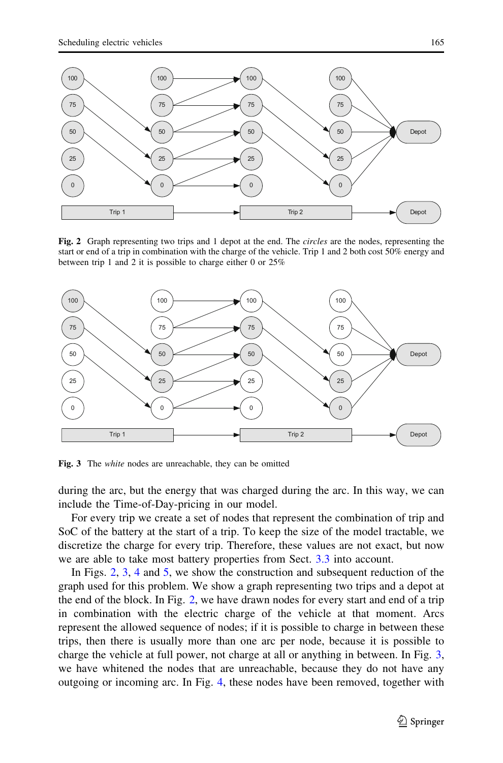**Fig. 2** Graph representing two trips and 1 depot at the end. The *circles* are the nodes, representing the start or end of a trip in combination with the charge of the vehicle. Trip 1 and 2 both cost 50% energy and between trip 1 and 2 it is possible to charge either 0 or 25%

**Fig. 3** The *white* nodes are unreachable, they can be omitted

during the arc, but the energy that was charged during the arc. In this way, we can include the Time-of-Day-pricing in our model.

For every trip we create a set of nodes that represent the combination of trip and SoC of the battery at the start of a trip. To keep the size of the model tractable, we discretize the charge for every trip. Therefore, these values are not exact, but now we are able to take most battery properties from Sect. 3.3 into account.

In Figs. 2, 3, 4 and 5, we show the construction and subsequent reduction of the graph used for this problem. We show a graph representing two trips and a depot at the end of the block. In Fig. 2, we have drawn nodes for every start and end of a trip in combination with the electric charge of the vehicle at that moment. Arcs represent the allowed sequence of nodes; if it is possible to charge in between these trips, then there is usually more than one arc per node, because it is possible to charge the vehicle at full power, not charge at all or anything in between. In Fig. 3, we have whitened the nodes that are unreachable, because they do not have any outgoing or incoming arc. In Fig. 4, these nodes have been removed, together with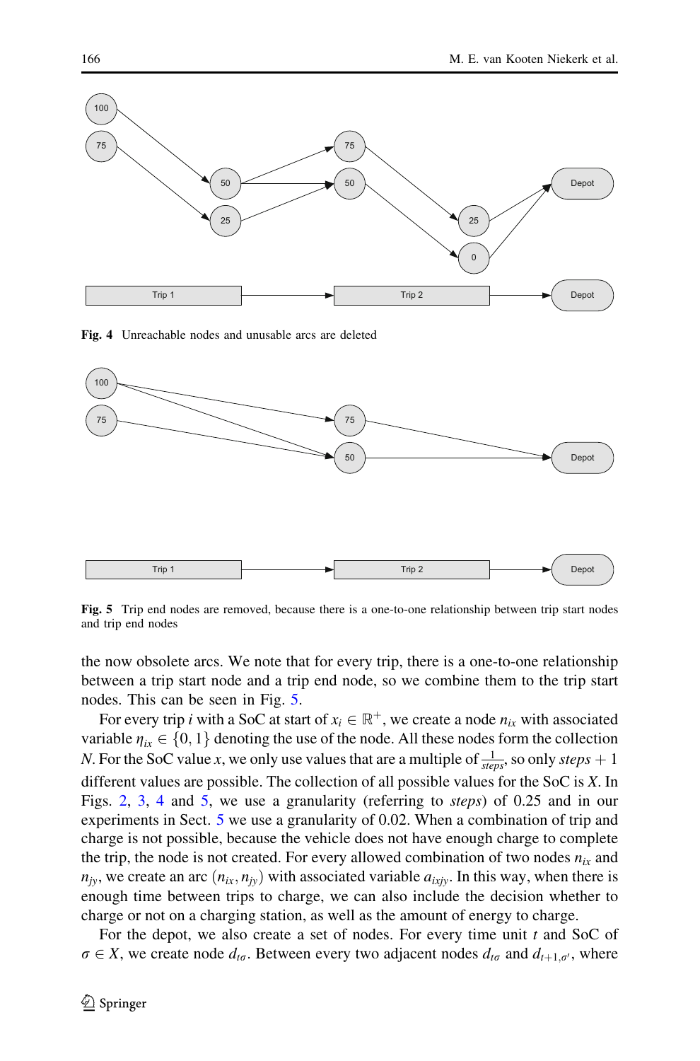Fig. 4 Unreachable nodes and unusable arcs are deleted

Fig. 5 Trip end nodes are removed, because there is a one-to-one relationship between trip start nodes and trip end nodes

the now obsolete arcs. We note that for every trip, there is a one-to-one relationship between a trip start node and a trip end node, so we combine them to the trip start nodes. This can be seen in Fig. 5.

For every trip $i$ with a SoC at start of $x_i \in \mathbb{R}^+$, we create a node $n_{ix}$ with associated variable $\eta_{ix} \in \{0, 1\}$ denoting the use of the node. All these nodes form the collection $N$. For the SoC value $x$, we only use values that are a multiple of $\frac{1}{steps}$, so only $steps + 1$ different values are possible. The collection of all possible values for the SoC is $X$. In Figs. 2, 3, 4 and 5, we use a granularity (referring to *steps*) of 0.25 and in our experiments in Sect. 5 we use a granularity of 0.02. When a combination of trip and charge is not possible, because the vehicle does not have enough charge to complete the trip, the node is not created. For every allowed combination of two nodes $n_{ix}$ and $n_{jy}$, we create an arc $(n_{ix}, n_{jy})$ with associated variable $a_{ixjy}$. In this way, when there is enough time between trips to charge, we can also include the decision whether to charge or not on a charging station, as well as the amount of energy to charge.

For the depot, we also create a set of nodes. For every time unit $t$ and SoC of $\sigma \in X$, we create node $d_{t\sigma}$. Between every two adjacent nodes $d_{t\sigma}$ and $d_{t+1,\sigma'}$, where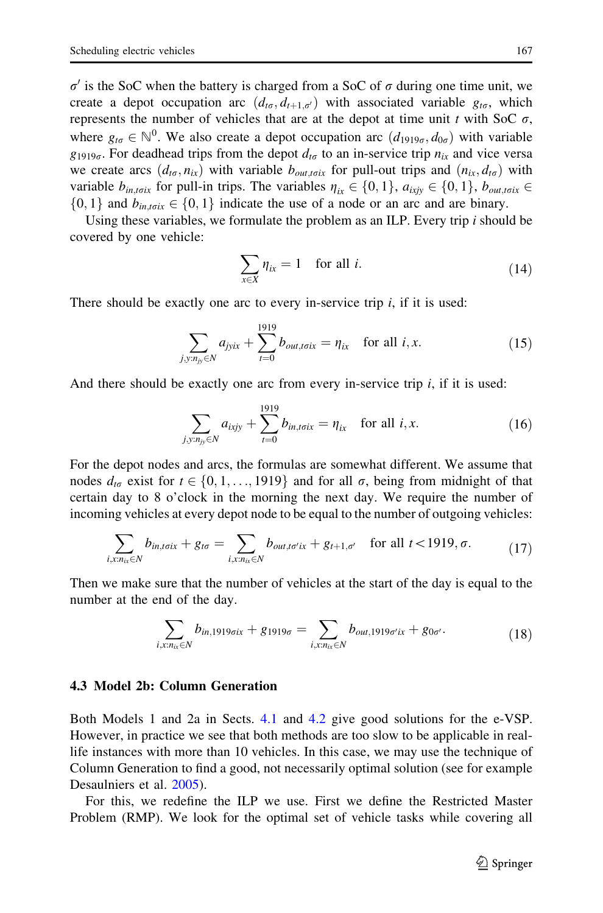$\sigma'$ is the SoC when the battery is charged from a SoC of $\sigma$ during one time unit, we create a depot occupation arc $(d_{t\sigma}, d_{t+1,\sigma'})$ with associated variable $g_{t\sigma}$, which represents the number of vehicles that are at the depot at time unit $t$ with SoC $\sigma$, where $g_{t\sigma} \in \mathbb{N}^0$. We also create a depot occupation arc $(d_{1919\sigma}, d_{0\sigma})$ with variable $g_{1919\sigma}$. For deadhead trips from the depot $d_{t\sigma}$ to an in-service trip $n_{ix}$ and vice versa we create arcs $(d_{t\sigma}, n_{ix})$ with variable $b_{out,t\sigma ix}$ for pull-out trips and $(n_{ix}, d_{t\sigma})$ with variable $b_{in,t\sigma ix}$ for pull-in trips. The variables $\eta_{ix} \in \{0, 1\}$, $a_{ixjy} \in \{0, 1\}$, $b_{out,t\sigma ix} \in \{0, 1\}$ and $b_{in,t\sigma ix} \in \{0, 1\}$ indicate the use of a node or an arc and are binary.

Using these variables, we formulate the problem as an ILP. Every trip $i$ should be covered by one vehicle:

$$\sum_{x \in X} \eta_{ix} = 1 \quad \text{for all } i. \tag{14}$$

There should be exactly one arc to every in-service trip $i$, if it is used:

$$\sum_{j,y:n_{jy} \in N} a_{jyix} + \sum_{t=0}^{1919} b_{out,t\sigma ix} = \eta_{ix} \quad \text{for all } i, x. \tag{15}$$

And there should be exactly one arc from every in-service trip $i$, if it is used:

$$\sum_{j,y:n_{jy} \in N} a_{ixjy} + \sum_{t=0}^{1919} b_{in,t\sigma ix} = \eta_{ix} \quad \text{for all } i, x. \tag{16}$$

For the depot nodes and arcs, the formulas are somewhat different. We assume that nodes $d_{t\sigma}$ exist for $t \in \{0, 1, \ldots, 1919\}$ and for all $\sigma$, being from midnight of that certain day to 8 o'clock in the morning the next day. We require the number of incoming vehicles at every depot node to be equal to the number of outgoing vehicles:

$$\sum_{i,x:n_{ix} \in N} b_{in,t\sigma ix} + g_{t\sigma} = \sum_{i,x:n_{ix} \in N} b_{out,t\sigma' ix} + g_{t+1,\sigma'} \quad \text{for all } t < 1919, \sigma. \tag{17}$$

Then we make sure that the number of vehicles at the start of the day is equal to the number at the end of the day.

$$\sum_{i,x:n_{ix} \in N} b_{in,1919\sigma ix} + g_{1919\sigma} = \sum_{i,x:n_{ix} \in N} b_{out,1919\sigma' ix} + g_{0\sigma'}. \tag{18}$$

### 4.3 Model 2b: Column Generation

Both Models 1 and 2a in Sects. 4.1 and 4.2 give good solutions for the e-VSP. However, in practice we see that both methods are too slow to be applicable in real-life instances with more than 10 vehicles. In this case, we may use the technique of Column Generation to find a good, not necessarily optimal solution (see for example Desaulniers et al. 2005).

For this, we redefine the ILP we use. First we define the Restricted Master Problem (RMP). We look for the optimal set of vehicle tasks while covering all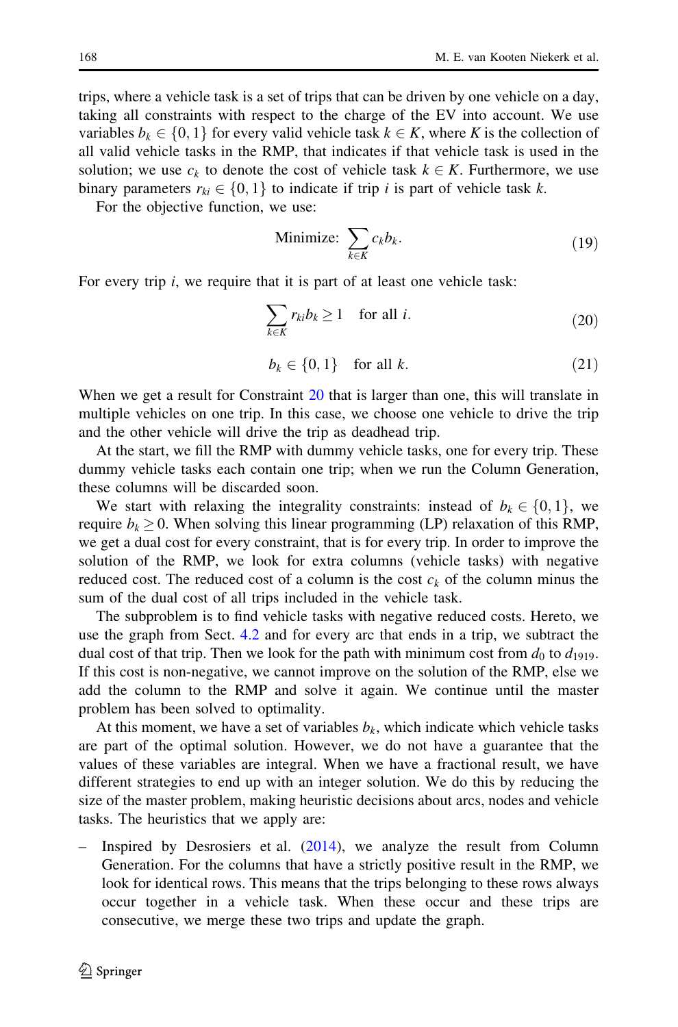trips, where a vehicle task is a set of trips that can be driven by one vehicle on a day, taking all constraints with respect to the charge of the EV into account. We use variables $b_k \in \{0, 1\}$ for every valid vehicle task $k \in K$, where $K$ is the collection of all valid vehicle tasks in the RMP, that indicates if that vehicle task is used in the solution; we use $c_k$ to denote the cost of vehicle task $k \in K$. Furthermore, we use binary parameters $r_{ki} \in \{0, 1\}$ to indicate if trip $i$ is part of vehicle task $k$.

For the objective function, we use:

$$\text{Minimize: } \sum_{k \in K} c_k b_k. \tag{19}$$

For every trip $i$, we require that it is part of at least one vehicle task:

$$\sum_{k \in K} r_{ki} b_k \geq 1 \quad \text{for all } i. \tag{20}$$

$$b_k \in \{0, 1\} \quad \text{for all } k. \tag{21}$$

When we get a result for Constraint 20 that is larger than one, this will translate in multiple vehicles on one trip. In this case, we choose one vehicle to drive the trip and the other vehicle will drive the trip as deadhead trip.

At the start, we fill the RMP with dummy vehicle tasks, one for every trip. These dummy vehicle tasks each contain one trip; when we run the Column Generation, these columns will be discarded soon.

We start with relaxing the integrality constraints: instead of $b_k \in \{0, 1\}$, we require $b_k \geq 0$. When solving this linear programming (LP) relaxation of this RMP, we get a dual cost for every constraint, that is for every trip. In order to improve the solution of the RMP, we look for extra columns (vehicle tasks) with negative reduced cost. The reduced cost of a column is the cost $c_k$ of the column minus the sum of the dual cost of all trips included in the vehicle task.

The subproblem is to find vehicle tasks with negative reduced costs. Hereto, we use the graph from Sect. 4.2 and for every arc that ends in a trip, we subtract the dual cost of that trip. Then we look for the path with minimum cost from $d_0$ to $d_{1919}$. If this cost is non-negative, we cannot improve on the solution of the RMP, else we add the column to the RMP and solve it again. We continue until the master problem has been solved to optimality.

At this moment, we have a set of variables $b_k$, which indicate which vehicle tasks are part of the optimal solution. However, we do not have a guarantee that the values of these variables are integral. When we have a fractional result, we have different strategies to end up with an integer solution. We do this by reducing the size of the master problem, making heuristic decisions about arcs, nodes and vehicle tasks. The heuristics that we apply are:

- Inspired by Desrosiers et al. (2014), we analyze the result from Column Generation. For the columns that have a strictly positive result in the RMP, we look for identical rows. This means that the trips belonging to these rows always occur together in a vehicle task. When these occur and these trips are consecutive, we merge these two trips and update the graph.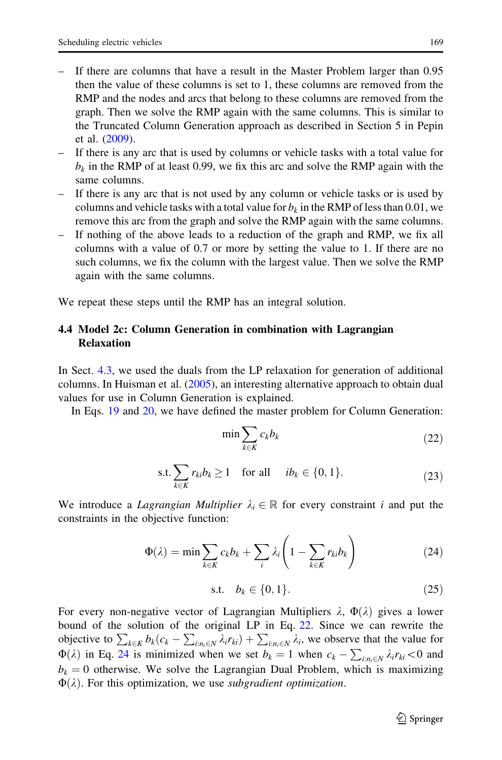- If there are columns that have a result in the Master Problem larger than 0.95 then the value of these columns is set to 1, these columns are removed from the RMP and the nodes and arcs that belong to these columns are removed from the graph. Then we solve the RMP again with the same columns. This is similar to the Truncated Column Generation approach as described in Section 5 in Pepin et al. (2009).
- If there is any arc that is used by columns or vehicle tasks with a total value for $b_k$ in the RMP of at least 0.99, we fix this arc and solve the RMP again with the same columns.
- If there is any arc that is not used by any column or vehicle tasks or is used by columns and vehicle tasks with a total value for $b_k$ in the RMP of less than 0.01, we remove this arc from the graph and solve the RMP again with the same columns.
- If nothing of the above leads to a reduction of the graph and RMP, we fix all columns with a value of 0.7 or more by setting the value to 1. If there are no such columns, we fix the column with the largest value. Then we solve the RMP again with the same columns.

We repeat these steps until the RMP has an integral solution.

### 4.4 Model 2c: Column Generation in combination with Lagrangian Relaxation

In Sect. 4.3, we used the duals from the LP relaxation for generation of additional columns. In Huisman et al. (2005), an interesting alternative approach to obtain dual values for use in Column Generation is explained.

In Eqs. 19 and 20, we have defined the master problem for Column Generation:

$$\min \sum_{k \in K} c_k b_k \tag{22}$$

$$\text{s.t.} \sum_{k \in K} r_{ki} b_k \geq 1 \quad \text{for all} \quad i b_k \in \{0, 1\}. \tag{23}$$

We introduce a *Lagrangian Multiplier* $\lambda_i \in \mathbb{R}$ for every constraint $i$ and put the constraints in the objective function:

$$\Phi(\lambda) = \min \sum_{k \in K} c_k b_k + \sum_i \lambda_i \left( 1 - \sum_{k \in K} r_{ki} b_k \right) \tag{24}$$

$$\text{s.t.} \quad b_k \in \{0, 1\}. \tag{25}$$

For every non-negative vector of Lagrangian Multipliers $\lambda$, $\Phi(\lambda)$ gives a lower bound of the solution of the original LP in Eq. 22. Since we can rewrite the objective to $\sum_{k \in K} b_k (c_k - \sum_{i:n_i \in N} \lambda_i r_{ki}) + \sum_{i:n_i \in N} \lambda_i$, we observe that the value for $\Phi(\lambda)$ in Eq. 24 is minimized when we set $b_k = 1$ when $c_k - \sum_{i:n_i \in N} \lambda_i r_{ki} < 0$ and $b_k = 0$ otherwise. We solve the Lagrangian Dual Problem, which is maximizing $\Phi(\lambda)$. For this optimization, we use *subgradient optimization*.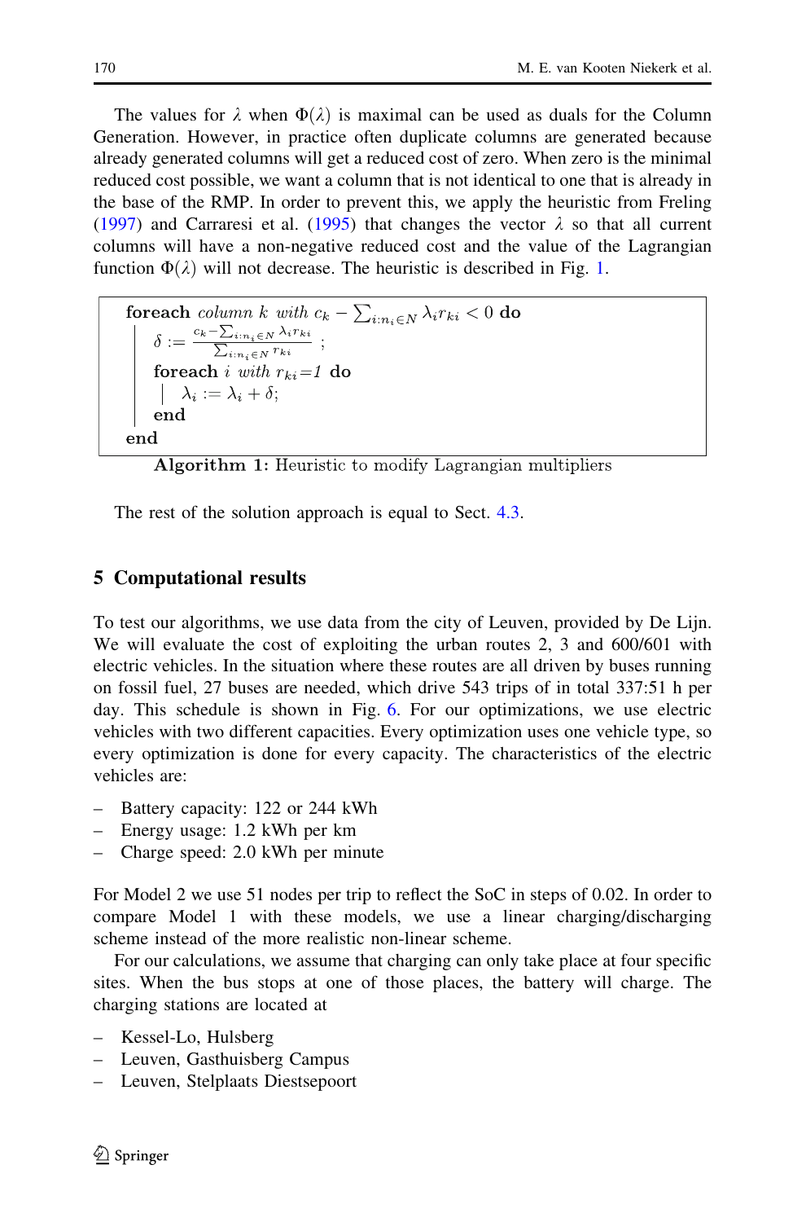The values for $\lambda$ when $\Phi(\lambda)$ is maximal can be used as duals for the Column Generation. However, in practice often duplicate columns are generated because already generated columns will get a reduced cost of zero. When zero is the minimal reduced cost possible, we want a column that is not identical to one that is already in the base of the RMP. In order to prevent this, we apply the heuristic from Freling (1997) and Carraresi et al. (1995) that changes the vector $\lambda$ so that all current columns will have a non-negative reduced cost and the value of the Lagrangian function $\Phi(\lambda)$ will not decrease. The heuristic is described in Fig. 1.

```
foreach column k with c_k − Σ_{i:n_i∈N} λ_i r_ki < 0 do
    δ := (c_k − Σ_{i:n_i∈N} λ_i r_ki) / (Σ_{i:n_i∈N} r_ki);
    foreach i with r_ki = 1 do
        λ_i := λ_i + δ;
    end
end
```

**Algorithm 1:** Heuristic to modify Lagrangian multipliers

The rest of the solution approach is equal to Sect. 4.3.

## 5 Computational results

To test our algorithms, we use data from the city of Leuven, provided by De Lijn. We will evaluate the cost of exploiting the urban routes 2, 3 and 600/601 with electric vehicles. In the situation where these routes are all driven by buses running on fossil fuel, 27 buses are needed, which drive 543 trips of in total 337:51 h per day. This schedule is shown in Fig. 6. For our optimizations, we use electric vehicles with two different capacities. Every optimization uses one vehicle type, so every optimization is done for every capacity. The characteristics of the electric vehicles are:

- Battery capacity: 122 or 244 kWh
- Energy usage: 1.2 kWh per km
- Charge speed: 2.0 kWh per minute

For Model 2 we use 51 nodes per trip to reflect the SoC in steps of 0.02. In order to compare Model 1 with these models, we use a linear charging/discharging scheme instead of the more realistic non-linear scheme.

For our calculations, we assume that charging can only take place at four specific sites. When the bus stops at one of those places, the battery will charge. The charging stations are located at

- Kessel-Lo, Hulsberg
- Leuven, Gasthuisberg Campus
- Leuven, Stelplaats Diestsepoort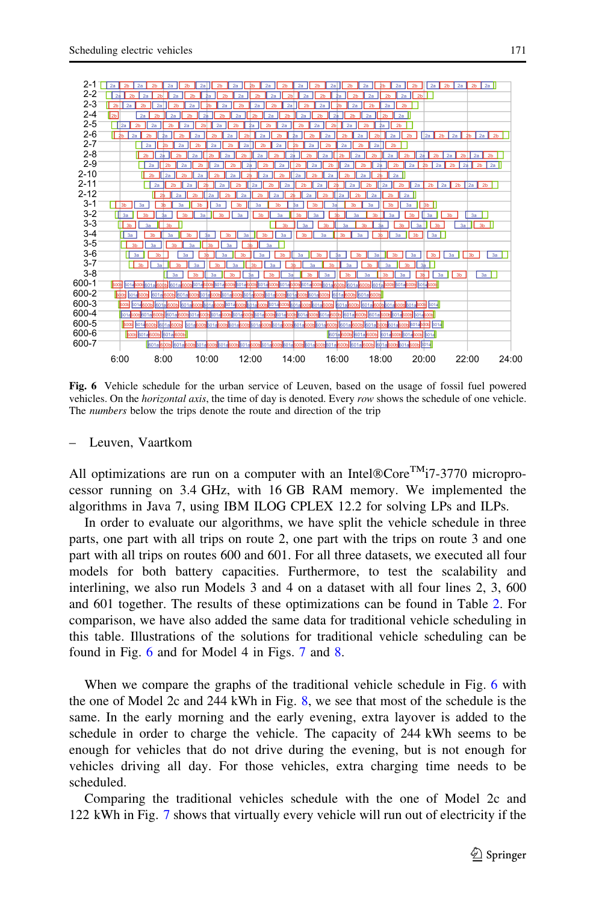**Fig. 6** Vehicle schedule for the urban service of Leuven, based on the usage of fossil fuel powered vehicles. On the *horizontal axis*, the time of day is denoted. Every *row* shows the schedule of one vehicle. The *numbers* below the trips denote the route and direction of the trip

– Leuven, Vaartkom

All optimizations are run on a computer with an Intel®Core™i7-3770 microprocessor running on 3.4 GHz, with 16 GB RAM memory. We implemented the algorithms in Java 7, using IBM ILOG CPLEX 12.2 for solving LPs and ILPs.

In order to evaluate our algorithms, we have split the vehicle schedule in three parts, one part with all trips on route 2, one part with the trips on route 3 and one part with all trips on routes 600 and 601. For all three datasets, we executed all four models for both battery capacities. Furthermore, to test the scalability and interlining, we also run Models 3 and 4 on a dataset with all four lines 2, 3, 600 and 601 together. The results of these optimizations can be found in Table 2. For comparison, we have also added the same data for traditional vehicle scheduling in this table. Illustrations of the solutions for traditional vehicle scheduling can be found in Fig. 6 and for Model 4 in Figs. 7 and 8.

When we compare the graphs of the traditional vehicle schedule in Fig. 6 with the one of Model 2c and 244 kWh in Fig. 8, we see that most of the schedule is the same. In the early morning and the early evening, extra layover is added to the schedule in order to charge the vehicle. The capacity of 244 kWh seems to be enough for vehicles that do not drive during the evening, but is not enough for vehicles driving all day. For those vehicles, extra charging time needs to be scheduled.

Comparing the traditional vehicles schedule with the one of Model 2c and 122 kWh in Fig. 7 shows that virtually every vehicle will run out of electricity if the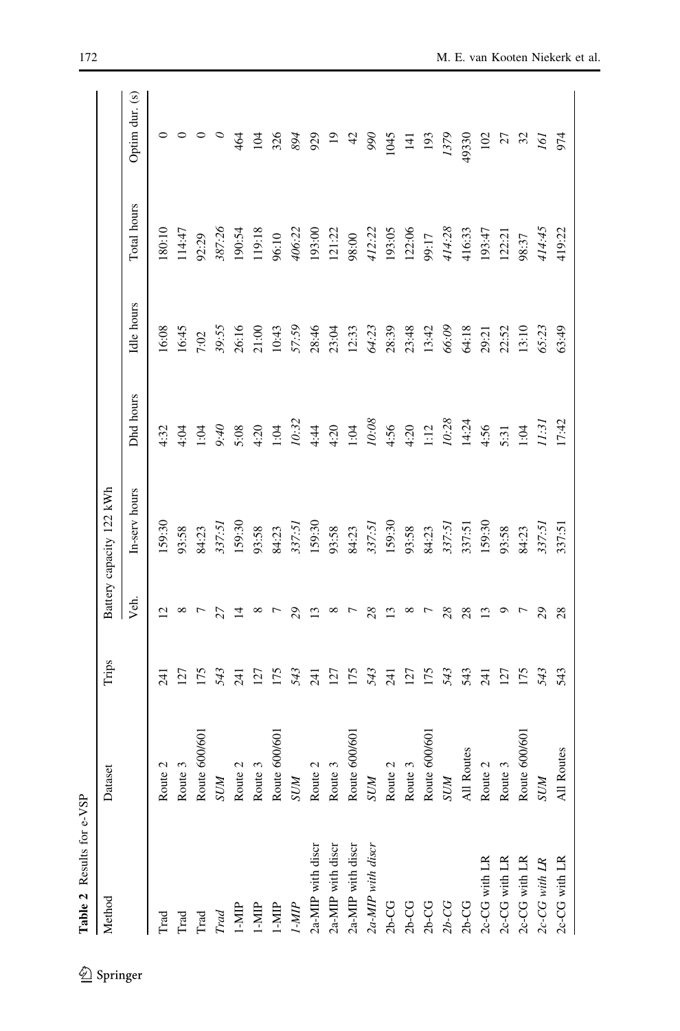**Table 2** Results for e-VSP

| Method | Dataset | Trips | Battery capacity 122 kWh | | | | | Optim dur. (s) |
|---|---|---|---|---|---|---|---|---|
| | | | Veh. | In-serv hours | Dhd hours | Idle hours | Total hours | |
| Trad | Route 2 | 241 | 12 | 159:30 | 4:32 | 16:08 | 180:10 | 0 |
| Trad | Route 3 | 127 | 8 | 93:58 | 4:04 | 16:45 | 114:47 | 0 |
| Trad | Route 600/601 | 175 | 7 | 84:23 | 1:04 | 7:02 | 92:29 | 0 |
| *Trad* | *SUM* | *543* | *27* | *337:51* | *9:40* | *39:55* | *387:26* | *0* |
| 1-MIP | Route 2 | 241 | 14 | 159:30 | 5:08 | 26:16 | 190:54 | 464 |
| 1-MIP | Route 3 | 127 | 8 | 93:58 | 4:20 | 21:00 | 119:18 | 104 |
| 1-MIP | Route 600/601 | 175 | 7 | 84:23 | 1:04 | 10:43 | 96:10 | 326 |
| *1-MIP* | *SUM* | *543* | *29* | *337:51* | *10:32* | *57:59* | *406:22* | *894* |
| 2a-MIP with discr | Route 2 | 241 | 13 | 159:30 | 4:44 | 28:46 | 193:00 | 929 |
| 2a-MIP with discr | Route 3 | 127 | 8 | 93:58 | 4:20 | 23:04 | 121:22 | 19 |
| 2a-MIP with discr | Route 600/601 | 175 | 7 | 84:23 | 1:04 | 12:33 | 98:00 | 42 |
| *2a-MIP with discr* | *SUM* | *543* | *28* | *337:51* | *10:08* | *64:23* | *412:22* | *990* |
| 2b-CG | Route 2 | 241 | 13 | 159:30 | 4:56 | 28:39 | 193:05 | 1045 |
| 2b-CG | Route 3 | 127 | 8 | 93:58 | 4:20 | 23:48 | 122:06 | 141 |
| 2b-CG | Route 600/601 | 175 | 7 | 84:23 | 1:12 | 13:42 | 99:17 | 193 |
| *2b-CG* | *SUM* | *543* | *28* | *337:51* | *10:28* | *66:09* | *414:28* | *1379* |
| 2b-CG | All Routes | 543 | 28 | 337:51 | 14:24 | 64:18 | 416:33 | 49330 |
| 2c-CG with LR | Route 2 | 241 | 13 | 159:30 | 4:56 | 29:21 | 193:47 | 102 |
| 2c-CG with LR | Route 3 | 127 | 9 | 93:58 | 5:31 | 22:52 | 122:21 | 27 |
| 2c-CG with LR | Route 600/601 | 175 | 7 | 84:23 | 1:04 | 13:10 | 98:37 | 32 |
| *2c-CG with LR* | *SUM* | *543* | *29* | *337:51* | *11:31* | *65:23* | *414:45* | *161* |
| 2c-CG with LR | All Routes | 543 | 28 | 337:51 | 17:42 | 63:49 | 419:22 | 974 |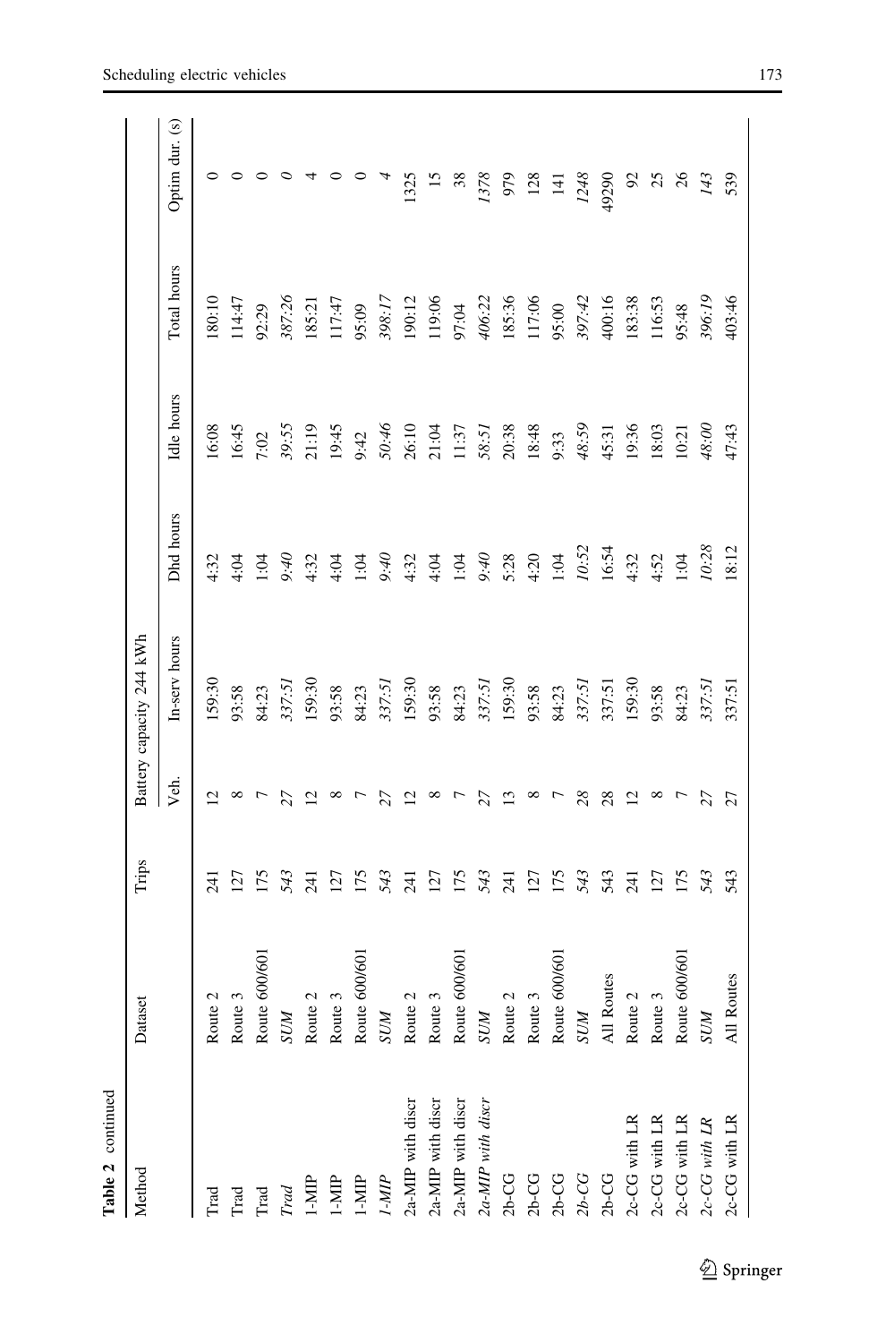**Table 2** continued

| Method | Dataset | Trips | Battery capacity 244 kWh | | | | | |
|---|---|---|---|---|---|---|---|---|
| | | | Veh. | In-serv hours | Dhd hours | Idle hours | Total hours | Optim dur. (s) |
| Trad | Route 2 | 241 | 12 | 159:30 | 4:32 | 16:08 | 180:10 | 0 |
| Trad | Route 3 | 127 | 8 | 93:58 | 4:04 | 16:45 | 114:47 | 0 |
| Trad | Route 600/601 | 175 | 7 | 84:23 | 1:04 | 7:02 | 92:29 | 0 |
| *Trad* | *SUM* | *543* | *27* | *337:51* | *9:40* | *39:55* | *387:26* | *0* |
| 1-MIP | Route 2 | 241 | 12 | 159:30 | 4:32 | 21:19 | 185:21 | 4 |
| 1-MIP | Route 3 | 127 | 8 | 93:58 | 4:04 | 19:45 | 117:47 | 0 |
| 1-MIP | Route 600/601 | 175 | 7 | 84:23 | 1:04 | 9:42 | 95:09 | 0 |
| *1-MIP* | *SUM* | *543* | *27* | *337:51* | *9:40* | *50:46* | *398:17* | *4* |
| 2a-MIP with discr | Route 2 | 241 | 12 | 159:30 | 4:32 | 26:10 | 190:12 | 1325 |
| 2a-MIP with discr | Route 3 | 127 | 8 | 93:58 | 4:04 | 21:04 | 119:06 | 15 |
| 2a-MIP with discr | Route 600/601 | 175 | 7 | 84:23 | 1:04 | 11:37 | 97:04 | 38 |
| *2a-MIP with discr* | *SUM* | *543* | *27* | *337:51* | *9:40* | *58:51* | *406:22* | *1378* |
| 2b-CG | Route 2 | 241 | 13 | 159:30 | 5:28 | 20:38 | 185:36 | 979 |
| 2b-CG | Route 3 | 127 | 8 | 93:58 | 4:20 | 18:48 | 117:06 | 128 |
| 2b-CG | Route 600/601 | 175 | 7 | 84:23 | 1:04 | 9:33 | 95:00 | 141 |
| *2b-CG* | *SUM* | *543* | *28* | *337:51* | *10:52* | *48:59* | *397:42* | *1248* |
| 2b-CG | All Routes | 543 | 28 | 337:51 | 16:54 | 45:31 | 400:16 | 49290 |
| 2c-CG with LR | Route 2 | 241 | 12 | 159:30 | 4:32 | 19:36 | 183:38 | 92 |
| 2c-CG with LR | Route 3 | 127 | 8 | 93:58 | 4:52 | 18:03 | 116:53 | 25 |
| 2c-CG with LR | Route 600/601 | 175 | 7 | 84:23 | 1:04 | 10:21 | 95:48 | 26 |
| *2c-CG with LR* | *SUM* | *543* | *27* | *337:51* | *10:28* | *48:00* | *396:19* | *143* |
| 2c-CG with LR | All Routes | 543 | 27 | 337:51 | 18:12 | 47:43 | 403:46 | 539 |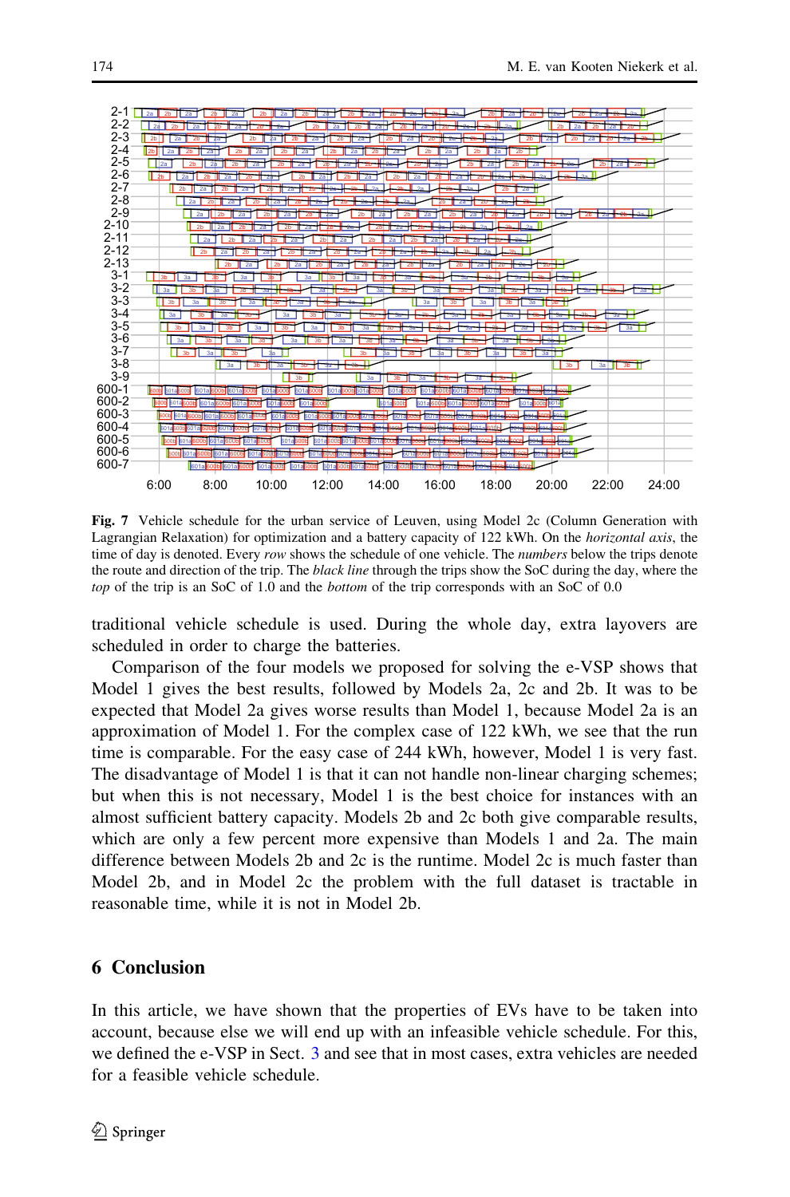**Fig. 7** Vehicle schedule for the urban service of Leuven, using Model 2c (Column Generation with Lagrangian Relaxation) for optimization and a battery capacity of 122 kWh. On the *horizontal axis*, the time of day is denoted. Every *row* shows the schedule of one vehicle. The *numbers* below the trips denote the route and direction of the trip. The *black line* through the trips show the SoC during the day, where the *top* of the trip is an SoC of 1.0 and the *bottom* of the trip corresponds with an SoC of 0.0

traditional vehicle schedule is used. During the whole day, extra layovers are scheduled in order to charge the batteries.

Comparison of the four models we proposed for solving the e-VSP shows that Model 1 gives the best results, followed by Models 2a, 2c and 2b. It was to be expected that Model 2a gives worse results than Model 1, because Model 2a is an approximation of Model 1. For the complex case of 122 kWh, we see that the run time is comparable. For the easy case of 244 kWh, however, Model 1 is very fast. The disadvantage of Model 1 is that it can not handle non-linear charging schemes; but when this is not necessary, Model 1 is the best choice for instances with an almost sufficient battery capacity. Models 2b and 2c both give comparable results, which are only a few percent more expensive than Models 1 and 2a. The main difference between Models 2b and 2c is the runtime. Model 2c is much faster than Model 2b, and in Model 2c the problem with the full dataset is tractable in reasonable time, while it is not in Model 2b.

## 6 Conclusion

In this article, we have shown that the properties of EVs have to be taken into account, because else we will end up with an infeasible vehicle schedule. For this, we defined the e-VSP in Sect. 3 and see that in most cases, extra vehicles are needed for a feasible vehicle schedule.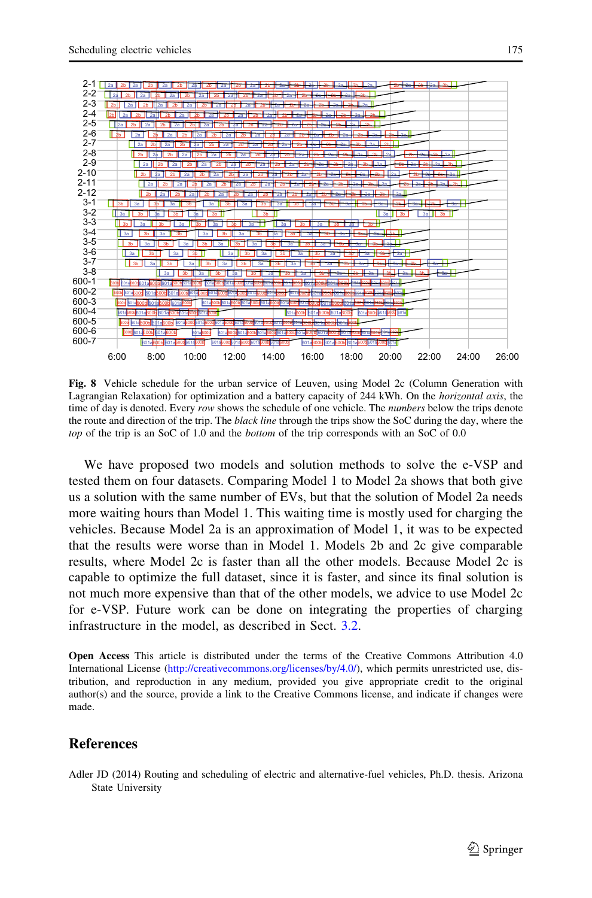**Fig. 8** Vehicle schedule for the urban service of Leuven, using Model 2c (Column Generation with Lagrangian Relaxation) for optimization and a battery capacity of 244 kWh. On the *horizontal axis*, the time of day is denoted. Every *row* shows the schedule of one vehicle. The *numbers* below the trips denote the route and direction of the trip. The *black line* through the trips show the SoC during the day, where the *top* of the trip is an SoC of 1.0 and the *bottom* of the trip corresponds with an SoC of 0.0

We have proposed two models and solution methods to solve the e-VSP and tested them on four datasets. Comparing Model 1 to Model 2a shows that both give us a solution with the same number of EVs, but that the solution of Model 2a needs more waiting hours than Model 1. This waiting time is mostly used for charging the vehicles. Because Model 2a is an approximation of Model 1, it was to be expected that the results were worse than in Model 1. Models 2b and 2c give comparable results, where Model 2c is faster than all the other models. Because Model 2c is capable to optimize the full dataset, since it is faster, and since its final solution is not much more expensive than that of the other models, we advice to use Model 2c for e-VSP. Future work can be done on integrating the properties of charging infrastructure in the model, as described in Sect. 3.2.

**Open Access** This article is distributed under the terms of the Creative Commons Attribution 4.0 International License (http://creativecommons.org/licenses/by/4.0/), which permits unrestricted use, distribution, and reproduction in any medium, provided you give appropriate credit to the original author(s) and the source, provide a link to the Creative Commons license, and indicate if changes were made.

## References

Adler JD (2014) Routing and scheduling of electric and alternative-fuel vehicles, Ph.D. thesis. Arizona State University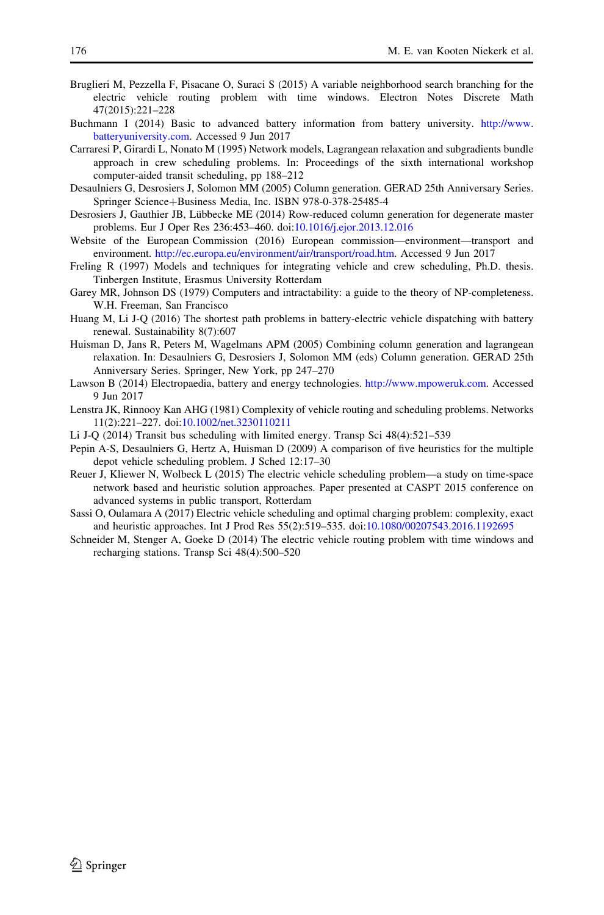Bruglieri M, Pezzella F, Pisacane O, Suraci S (2015) A variable neighborhood search branching for the electric vehicle routing problem with time windows. Electron Notes Discrete Math 47(2015):221–228

Buchmann I (2014) Basic to advanced battery information from battery university. http://www.batteryuniversity.com. Accessed 9 Jun 2017

Carraresi P, Girardi L, Nonato M (1995) Network models, Lagrangean relaxation and subgradients bundle approach in crew scheduling problems. In: Proceedings of the sixth international workshop computer-aided transit scheduling, pp 188–212

Desaulniers G, Desrosiers J, Solomon MM (2005) Column generation. GERAD 25th Anniversary Series. Springer Science+Business Media, Inc. ISBN 978-0-378-25485-4

Desrosiers J, Gauthier JB, Lübbecke ME (2014) Row-reduced column generation for degenerate master problems. Eur J Oper Res 236:453–460. doi:10.1016/j.ejor.2013.12.016

Website of the European Commission (2016) European commission—environment—transport and environment. http://ec.europa.eu/environment/air/transport/road.htm. Accessed 9 Jun 2017

Freling R (1997) Models and techniques for integrating vehicle and crew scheduling, Ph.D. thesis. Tinbergen Institute, Erasmus University Rotterdam

Garey MR, Johnson DS (1979) Computers and intractability: a guide to the theory of NP-completeness. W.H. Freeman, San Francisco

Huang M, Li J-Q (2016) The shortest path problems in battery-electric vehicle dispatching with battery renewal. Sustainability 8(7):607

Huisman D, Jans R, Peters M, Wagelmans APM (2005) Combining column generation and lagrangean relaxation. In: Desaulniers G, Desrosiers J, Solomon MM (eds) Column generation. GERAD 25th Anniversary Series. Springer, New York, pp 247–270

Lawson B (2014) Electropaedia, battery and energy technologies. http://www.mpoweruk.com. Accessed 9 Jun 2017

Lenstra JK, Rinnooy Kan AHG (1981) Complexity of vehicle routing and scheduling problems. Networks 11(2):221–227. doi:10.1002/net.3230110211

Li J-Q (2014) Transit bus scheduling with limited energy. Transp Sci 48(4):521–539

Pepin A-S, Desaulniers G, Hertz A, Huisman D (2009) A comparison of five heuristics for the multiple depot vehicle scheduling problem. J Sched 12:17–30

Reuer J, Kliewer N, Wolbeck L (2015) The electric vehicle scheduling problem—a study on time-space network based and heuristic solution approaches. Paper presented at CASPT 2015 conference on advanced systems in public transport, Rotterdam

Sassi O, Oulamara A (2017) Electric vehicle scheduling and optimal charging problem: complexity, exact and heuristic approaches. Int J Prod Res 55(2):519–535. doi:10.1080/00207543.2016.1192695

Schneider M, Stenger A, Goeke D (2014) The electric vehicle routing problem with time windows and recharging stations. Transp Sci 48(4):500–520